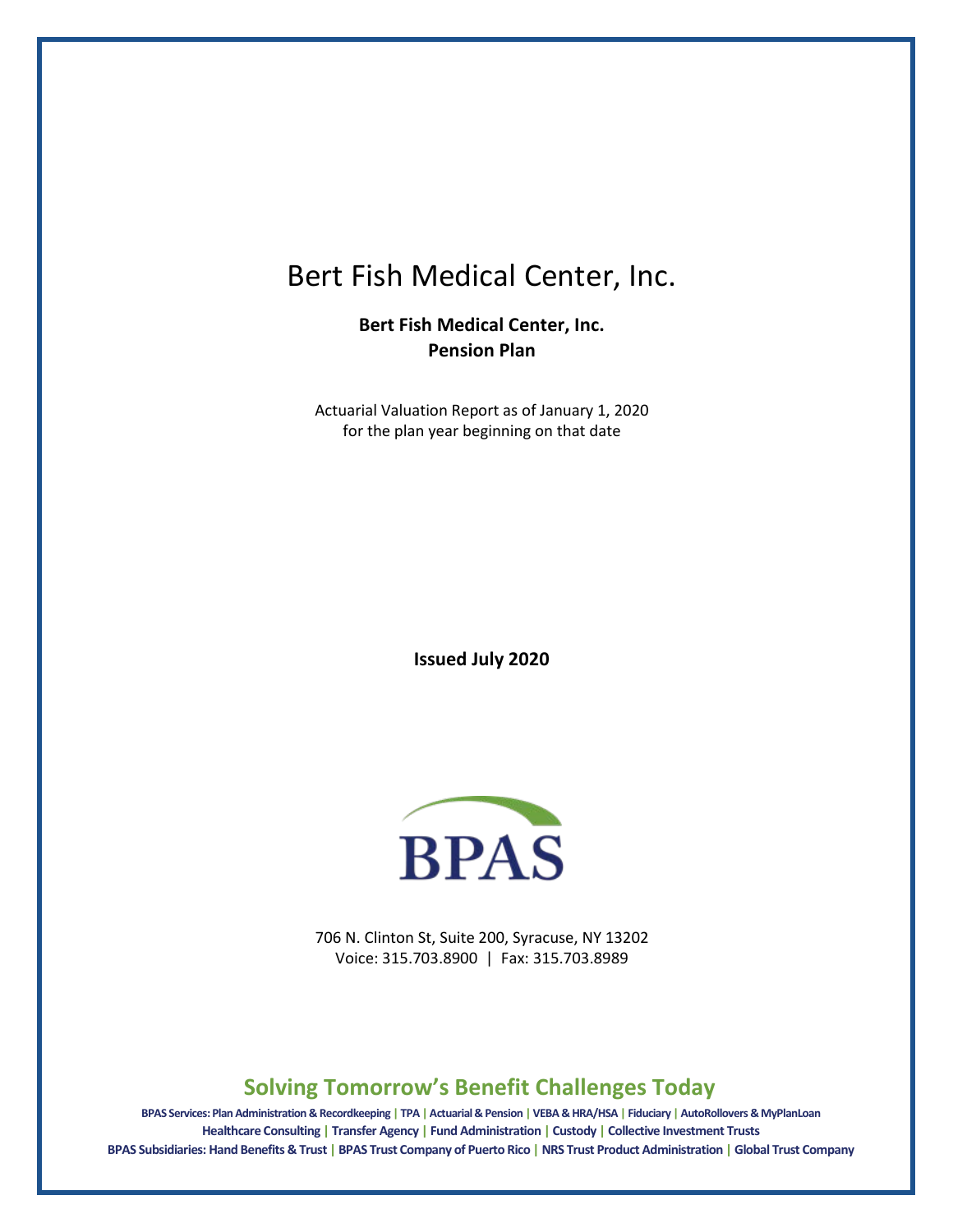# Bert Fish Medical Center, Inc.

**Bert Fish Medical Center, Inc.**
**Pension Plan**

Actuarial Valuation Report as of January 1, 2020
for the plan year beginning on that date

**Issued July 2020**

BPAS

706 N. Clinton St, Suite 200, Syracuse, NY 13202
Voice: 315.703.8900 | Fax: 315.703.8989

## Solving Tomorrow's Benefit Challenges Today

**BPAS Services: Plan Administration & Recordkeeping | TPA | Actuarial & Pension | VEBA & HRA/HSA | Fiduciary | AutoRollovers & MyPlanLoan**
**Healthcare Consulting | Transfer Agency | Fund Administration | Custody | Collective Investment Trusts**
**BPAS Subsidiaries: Hand Benefits & Trust | BPAS Trust Company of Puerto Rico | NRS Trust Product Administration | Global Trust Company**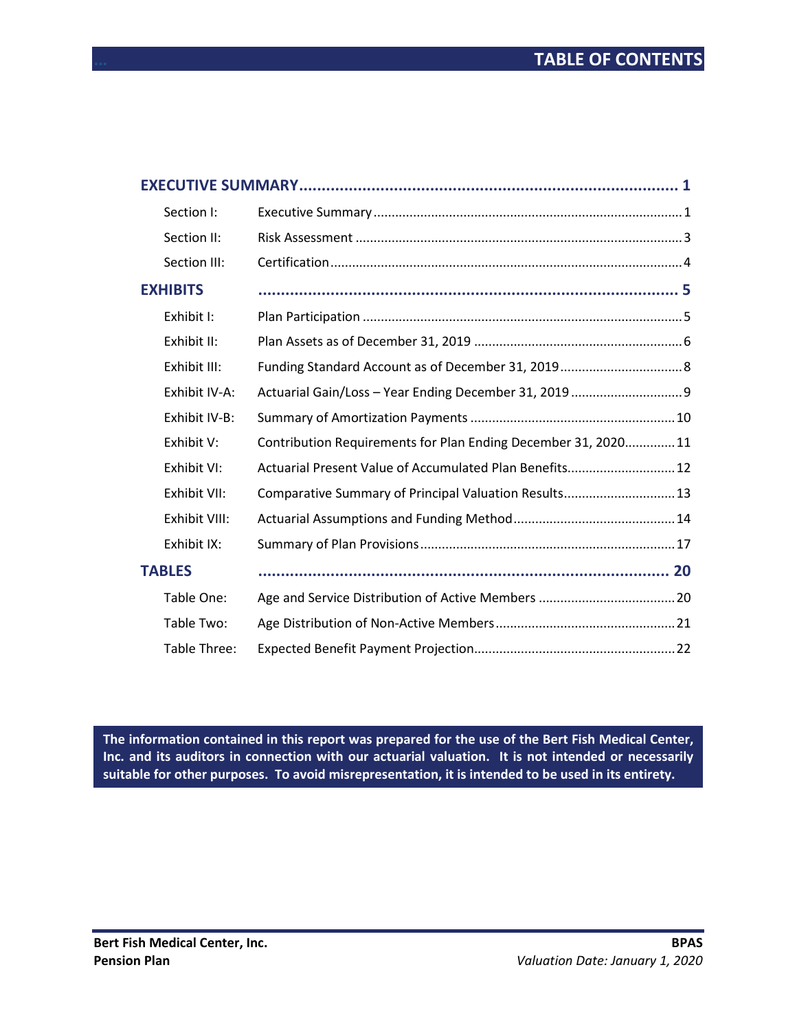# TABLE OF CONTENTS

| | | |
|---|---|---|
| **EXECUTIVE SUMMARY** | | **1** |
| Section I: | Executive Summary | 1 |
| Section II: | Risk Assessment | 3 |
| Section III: | Certification | 4 |
| **EXHIBITS** | | **5** |
| Exhibit I: | Plan Participation | 5 |
| Exhibit II: | Plan Assets as of December 31, 2019 | 6 |
| Exhibit III: | Funding Standard Account as of December 31, 2019 | 8 |
| Exhibit IV-A: | Actuarial Gain/Loss – Year Ending December 31, 2019 | 9 |
| Exhibit IV-B: | Summary of Amortization Payments | 10 |
| Exhibit V: | Contribution Requirements for Plan Ending December 31, 2020 | 11 |
| Exhibit VI: | Actuarial Present Value of Accumulated Plan Benefits | 12 |
| Exhibit VII: | Comparative Summary of Principal Valuation Results | 13 |
| Exhibit VIII: | Actuarial Assumptions and Funding Method | 14 |
| Exhibit IX: | Summary of Plan Provisions | 17 |
| **TABLES** | | **20** |
| Table One: | Age and Service Distribution of Active Members | 20 |
| Table Two: | Age Distribution of Non-Active Members | 21 |
| Table Three: | Expected Benefit Payment Projection | 22 |

**The information contained in this report was prepared for the use of the Bert Fish Medical Center, Inc. and its auditors in connection with our actuarial valuation. It is not intended or necessarily suitable for other purposes. To avoid misrepresentation, it is intended to be used in its entirety.**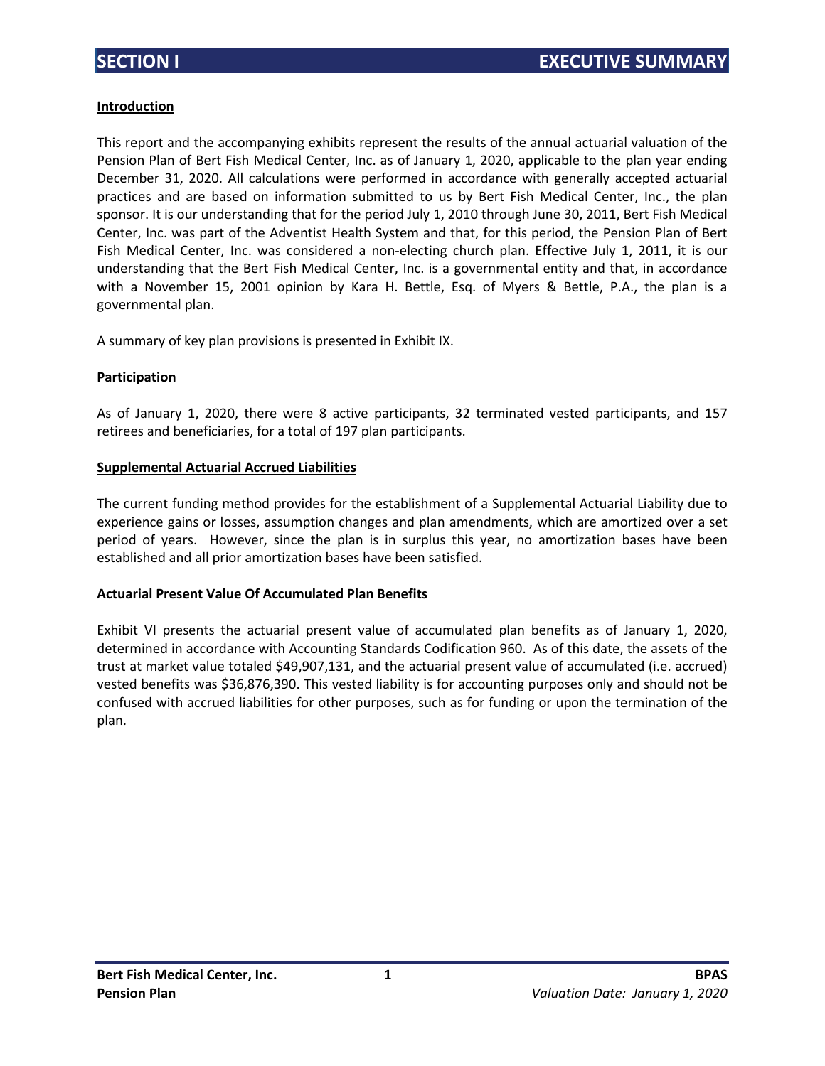# SECTION I EXECUTIVE SUMMARY

**Introduction**

This report and the accompanying exhibits represent the results of the annual actuarial valuation of the Pension Plan of Bert Fish Medical Center, Inc. as of January 1, 2020, applicable to the plan year ending December 31, 2020. All calculations were performed in accordance with generally accepted actuarial practices and are based on information submitted to us by Bert Fish Medical Center, Inc., the plan sponsor. It is our understanding that for the period July 1, 2010 through June 30, 2011, Bert Fish Medical Center, Inc. was part of the Adventist Health System and that, for this period, the Pension Plan of Bert Fish Medical Center, Inc. was considered a non-electing church plan. Effective July 1, 2011, it is our understanding that the Bert Fish Medical Center, Inc. is a governmental entity and that, in accordance with a November 15, 2001 opinion by Kara H. Bettle, Esq. of Myers & Bettle, P.A., the plan is a governmental plan.

A summary of key plan provisions is presented in Exhibit IX.

**Participation**

As of January 1, 2020, there were 8 active participants, 32 terminated vested participants, and 157 retirees and beneficiaries, for a total of 197 plan participants.

**Supplemental Actuarial Accrued Liabilities**

The current funding method provides for the establishment of a Supplemental Actuarial Liability due to experience gains or losses, assumption changes and plan amendments, which are amortized over a set period of years. However, since the plan is in surplus this year, no amortization bases have been established and all prior amortization bases have been satisfied.

**Actuarial Present Value Of Accumulated Plan Benefits**

Exhibit VI presents the actuarial present value of accumulated plan benefits as of January 1, 2020, determined in accordance with Accounting Standards Codification 960. As of this date, the assets of the trust at market value totaled $49,907,131, and the actuarial present value of accumulated (i.e. accrued) vested benefits was $36,876,390. This vested liability is for accounting purposes only and should not be confused with accrued liabilities for other purposes, such as for funding or upon the termination of the plan.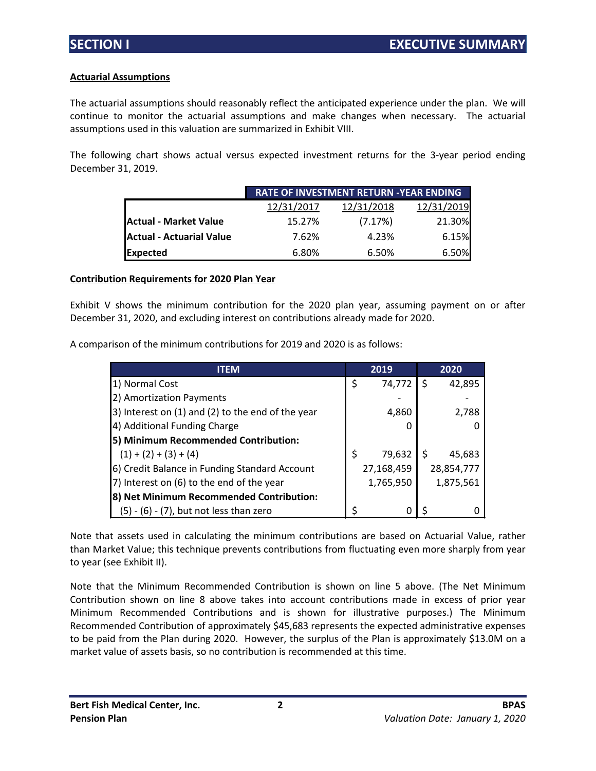## SECTION I EXECUTIVE SUMMARY

**Actuarial Assumptions**

The actuarial assumptions should reasonably reflect the anticipated experience under the plan. We will continue to monitor the actuarial assumptions and make changes when necessary. The actuarial assumptions used in this valuation are summarized in Exhibit VIII.

The following chart shows actual versus expected investment returns for the 3-year period ending December 31, 2019.

| | RATE OF INVESTMENT RETURN -YEAR ENDING | | |
|---|---|---|---|
| | 12/31/2017 | 12/31/2018 | 12/31/2019 |
| **Actual - Market Value** | 15.27% | (7.17%) | 21.30% |
| **Actual - Actuarial Value** | 7.62% | 4.23% | 6.15% |
| **Expected** | 6.80% | 6.50% | 6.50% |

**Contribution Requirements for 2020 Plan Year**

Exhibit V shows the minimum contribution for the 2020 plan year, assuming payment on or after December 31, 2020, and excluding interest on contributions already made for 2020.

A comparison of the minimum contributions for 2019 and 2020 is as follows:

| ITEM | 2019 | 2020 |
|---|---|---|
| 1) Normal Cost | $ 74,772 | $ 42,895 |
| 2) Amortization Payments | - | - |
| 3) Interest on (1) and (2) to the end of the year | 4,860 | 2,788 |
| 4) Additional Funding Charge | 0 | 0 |
| **5) Minimum Recommended Contribution:** | | |
| (1) + (2) + (3) + (4) | $ 79,632 | $ 45,683 |
| 6) Credit Balance in Funding Standard Account | 27,168,459 | 28,854,777 |
| 7) Interest on (6) to the end of the year | 1,765,950 | 1,875,561 |
| **8) Net Minimum Recommended Contribution:** | | |
| (5) - (6) - (7), but not less than zero | $ 0 | $ 0 |

Note that assets used in calculating the minimum contributions are based on Actuarial Value, rather than Market Value; this technique prevents contributions from fluctuating even more sharply from year to year (see Exhibit II).

Note that the Minimum Recommended Contribution is shown on line 5 above. (The Net Minimum Contribution shown on line 8 above takes into account contributions made in excess of prior year Minimum Recommended Contributions and is shown for illustrative purposes.) The Minimum Recommended Contribution of approximately $45,683 represents the expected administrative expenses to be paid from the Plan during 2020. However, the surplus of the Plan is approximately $13.0M on a market value of assets basis, so no contribution is recommended at this time.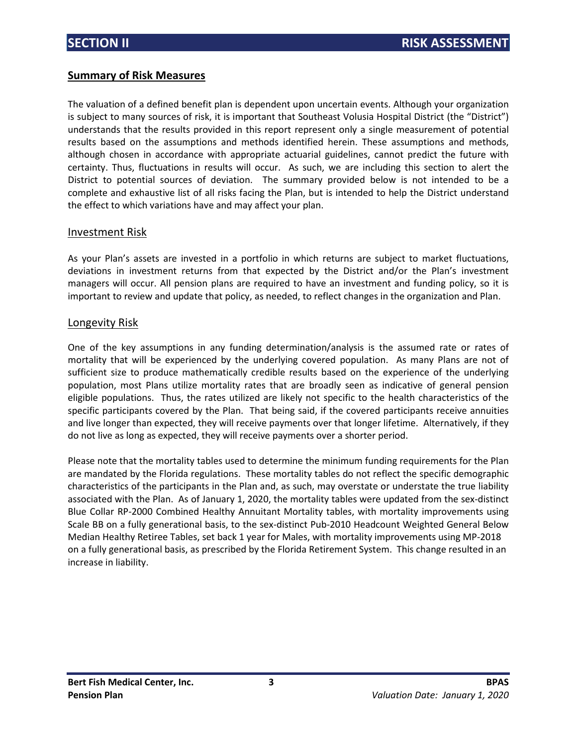# SECTION II RISK ASSESSMENT

## Summary of Risk Measures

The valuation of a defined benefit plan is dependent upon uncertain events. Although your organization is subject to many sources of risk, it is important that Southeast Volusia Hospital District (the "District") understands that the results provided in this report represent only a single measurement of potential results based on the assumptions and methods identified herein. These assumptions and methods, although chosen in accordance with appropriate actuarial guidelines, cannot predict the future with certainty. Thus, fluctuations in results will occur. As such, we are including this section to alert the District to potential sources of deviation. The summary provided below is not intended to be a complete and exhaustive list of all risks facing the Plan, but is intended to help the District understand the effect to which variations have and may affect your plan.

### Investment Risk

As your Plan's assets are invested in a portfolio in which returns are subject to market fluctuations, deviations in investment returns from that expected by the District and/or the Plan's investment managers will occur. All pension plans are required to have an investment and funding policy, so it is important to review and update that policy, as needed, to reflect changes in the organization and Plan.

### Longevity Risk

One of the key assumptions in any funding determination/analysis is the assumed rate or rates of mortality that will be experienced by the underlying covered population. As many Plans are not of sufficient size to produce mathematically credible results based on the experience of the underlying population, most Plans utilize mortality rates that are broadly seen as indicative of general pension eligible populations. Thus, the rates utilized are likely not specific to the health characteristics of the specific participants covered by the Plan. That being said, if the covered participants receive annuities and live longer than expected, they will receive payments over that longer lifetime. Alternatively, if they do not live as long as expected, they will receive payments over a shorter period.

Please note that the mortality tables used to determine the minimum funding requirements for the Plan are mandated by the Florida regulations. These mortality tables do not reflect the specific demographic characteristics of the participants in the Plan and, as such, may overstate or understate the true liability associated with the Plan. As of January 1, 2020, the mortality tables were updated from the sex-distinct Blue Collar RP-2000 Combined Healthy Annuitant Mortality tables, with mortality improvements using Scale BB on a fully generational basis, to the sex-distinct Pub-2010 Headcount Weighted General Below Median Healthy Retiree Tables, set back 1 year for Males, with mortality improvements using MP-2018 on a fully generational basis, as prescribed by the Florida Retirement System. This change resulted in an increase in liability.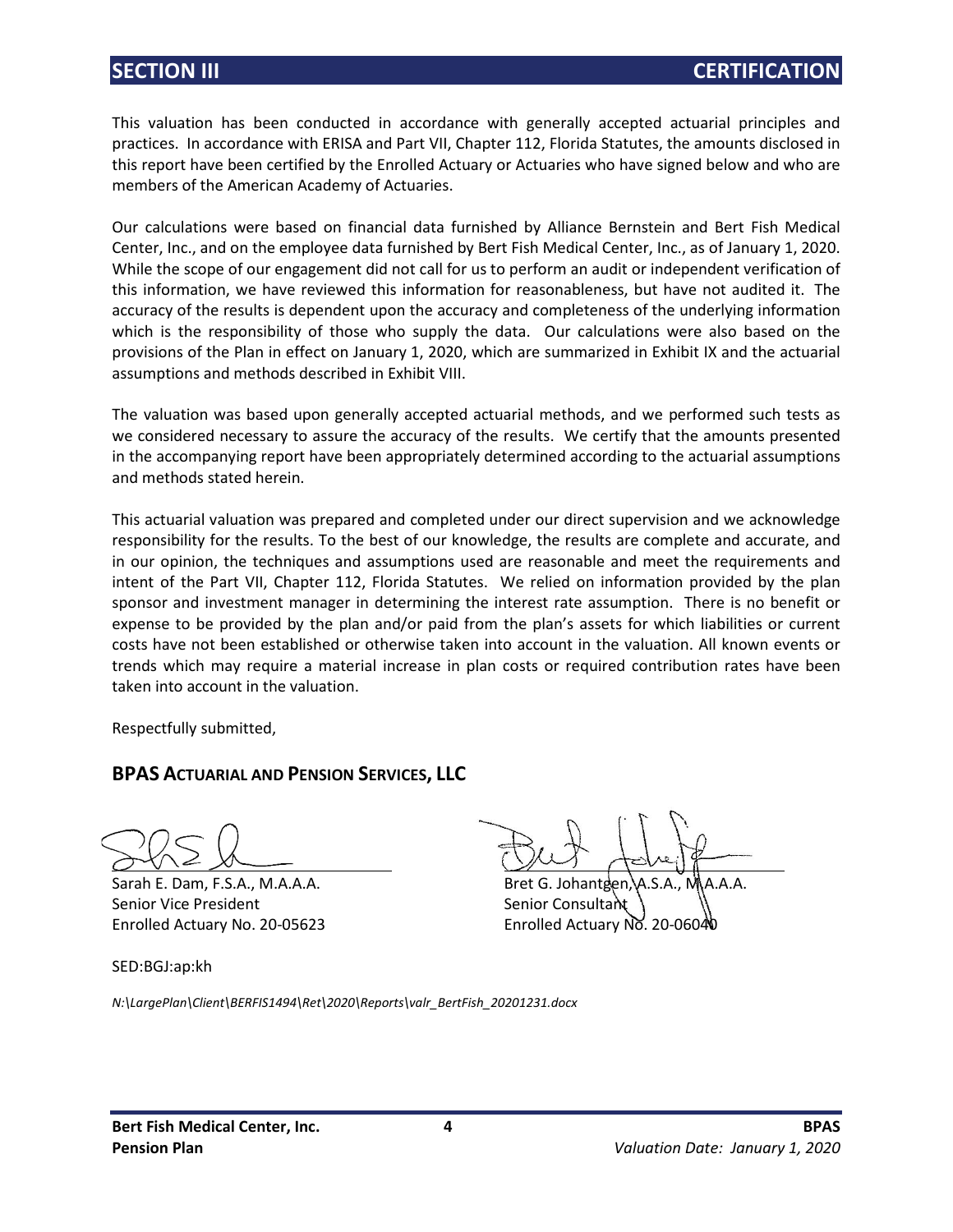# SECTION III CERTIFICATION

This valuation has been conducted in accordance with generally accepted actuarial principles and practices. In accordance with ERISA and Part VII, Chapter 112, Florida Statutes, the amounts disclosed in this report have been certified by the Enrolled Actuary or Actuaries who have signed below and who are members of the American Academy of Actuaries.

Our calculations were based on financial data furnished by Alliance Bernstein and Bert Fish Medical Center, Inc., and on the employee data furnished by Bert Fish Medical Center, Inc., as of January 1, 2020. While the scope of our engagement did not call for us to perform an audit or independent verification of this information, we have reviewed this information for reasonableness, but have not audited it. The accuracy of the results is dependent upon the accuracy and completeness of the underlying information which is the responsibility of those who supply the data. Our calculations were also based on the provisions of the Plan in effect on January 1, 2020, which are summarized in Exhibit IX and the actuarial assumptions and methods described in Exhibit VIII.

The valuation was based upon generally accepted actuarial methods, and we performed such tests as we considered necessary to assure the accuracy of the results. We certify that the amounts presented in the accompanying report have been appropriately determined according to the actuarial assumptions and methods stated herein.

This actuarial valuation was prepared and completed under our direct supervision and we acknowledge responsibility for the results. To the best of our knowledge, the results are complete and accurate, and in our opinion, the techniques and assumptions used are reasonable and meet the requirements and intent of the Part VII, Chapter 112, Florida Statutes. We relied on information provided by the plan sponsor and investment manager in determining the interest rate assumption. There is no benefit or expense to be provided by the plan and/or paid from the plan's assets for which liabilities or current costs have not been established or otherwise taken into account in the valuation. All known events or trends which may require a material increase in plan costs or required contribution rates have been taken into account in the valuation.

Respectfully submitted,

**BPAS ACTUARIAL AND PENSION SERVICES, LLC**

Sarah E. Dam, F.S.A., M.A.A.A.
Senior Vice President
Enrolled Actuary No. 20-05623

Bret G. Johantgen, A.S.A., M.A.A.A.
Senior Consultant
Enrolled Actuary No. 20-06040

SED:BGJ:ap:kh

*N:\LargePlan\Client\BERFIS1494\Ret\2020\Reports\valr_BertFish_20201231.docx*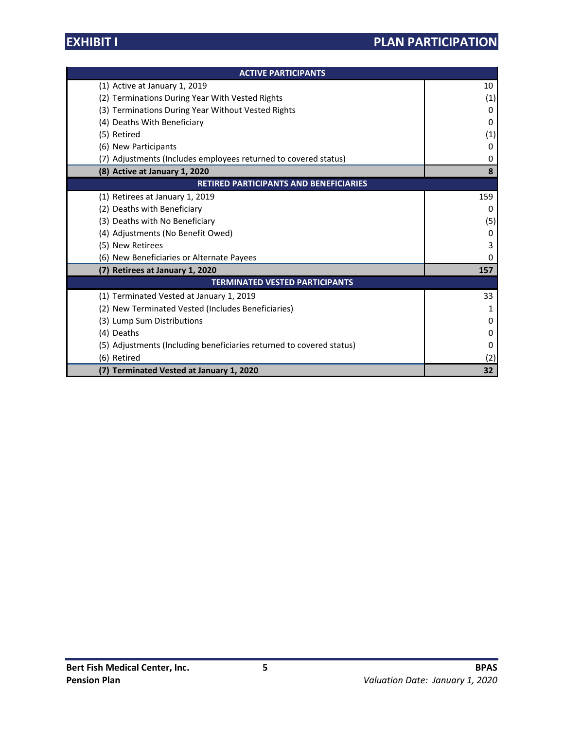# EXHIBIT I PLAN PARTICIPATION

| ACTIVE PARTICIPANTS | |
|---|---|
| (1) Active at January 1, 2019 | 10 |
| (2) Terminations During Year With Vested Rights | (1) |
| (3) Terminations During Year Without Vested Rights | 0 |
| (4) Deaths With Beneficiary | 0 |
| (5) Retired | (1) |
| (6) New Participants | 0 |
| (7) Adjustments (Includes employees returned to covered status) | 0 |
| **(8) Active at January 1, 2020** | **8** |
| **RETIRED PARTICIPANTS AND BENEFICIARIES** | |
| (1) Retirees at January 1, 2019 | 159 |
| (2) Deaths with Beneficiary | 0 |
| (3) Deaths with No Beneficiary | (5) |
| (4) Adjustments (No Benefit Owed) | 0 |
| (5) New Retirees | 3 |
| (6) New Beneficiaries or Alternate Payees | 0 |
| **(7) Retirees at January 1, 2020** | **157** |
| **TERMINATED VESTED PARTICIPANTS** | |
| (1) Terminated Vested at January 1, 2019 | 33 |
| (2) New Terminated Vested (Includes Beneficiaries) | 1 |
| (3) Lump Sum Distributions | 0 |
| (4) Deaths | 0 |
| (5) Adjustments (Including beneficiaries returned to covered status) | 0 |
| (6) Retired | (2) |
| **(7) Terminated Vested at January 1, 2020** | **32** |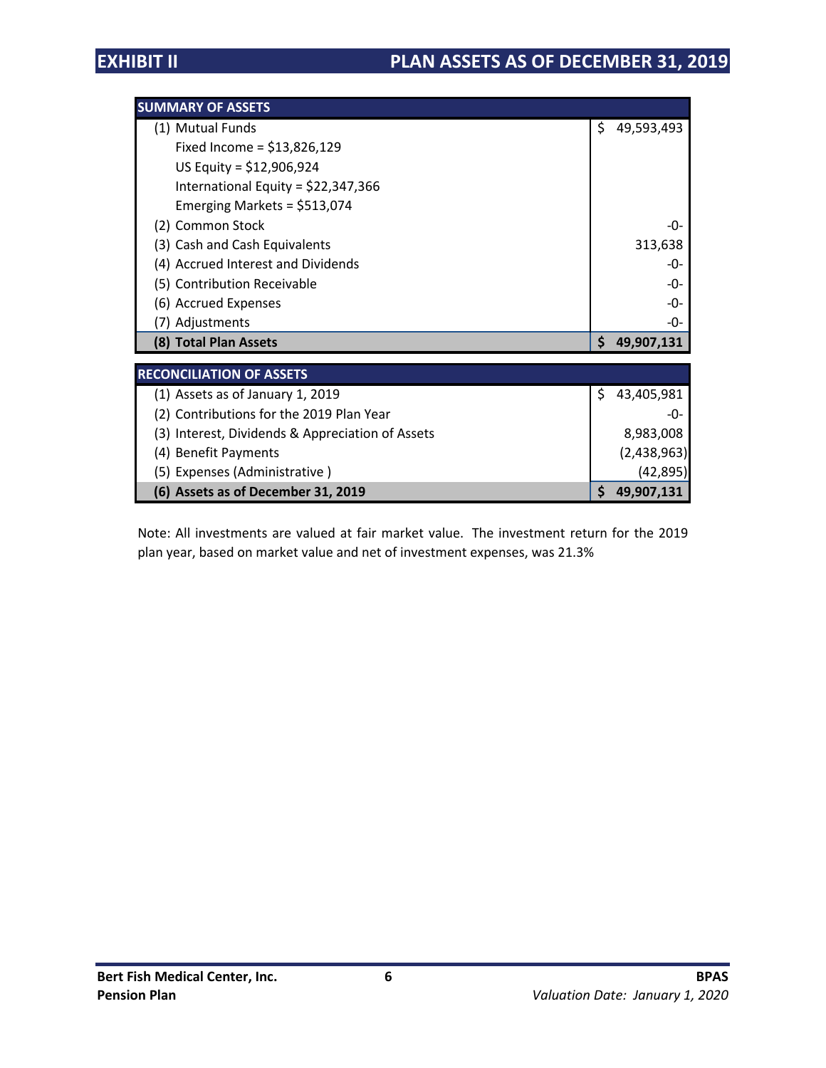# EXHIBIT II — PLAN ASSETS AS OF DECEMBER 31, 2019

| SUMMARY OF ASSETS | |
|---|---|
| (1) Mutual Funds | $ 49,593,493 |
| Fixed Income = $13,826,129 | |
| US Equity = $12,906,924 | |
| International Equity = $22,347,366 | |
| Emerging Markets = $513,074 | |
| (2) Common Stock | -0- |
| (3) Cash and Cash Equivalents | 313,638 |
| (4) Accrued Interest and Dividends | -0- |
| (5) Contribution Receivable | -0- |
| (6) Accrued Expenses | -0- |
| (7) Adjustments | -0- |
| **(8) Total Plan Assets** | **$ 49,907,131** |

| RECONCILIATION OF ASSETS | |
|---|---|
| (1) Assets as of January 1, 2019 | $ 43,405,981 |
| (2) Contributions for the 2019 Plan Year | -0- |
| (3) Interest, Dividends & Appreciation of Assets | 8,983,008 |
| (4) Benefit Payments | (2,438,963) |
| (5) Expenses (Administrative ) | (42,895) |
| **(6) Assets as of December 31, 2019** | **$ 49,907,131** |

Note: All investments are valued at fair market value. The investment return for the 2019 plan year, based on market value and net of investment expenses, was 21.3%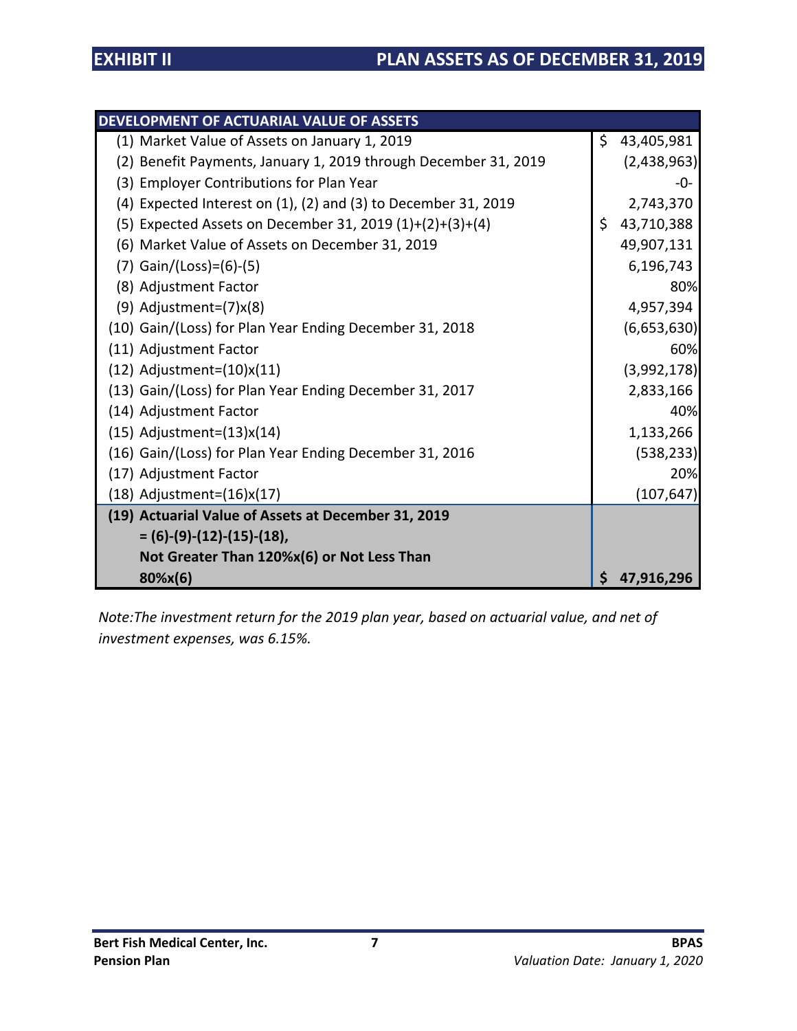# EXHIBIT II PLAN ASSETS AS OF DECEMBER 31, 2019

| DEVELOPMENT OF ACTUARIAL VALUE OF ASSETS | |
|---|---|
| (1) Market Value of Assets on January 1, 2019 | $ 43,405,981 |
| (2) Benefit Payments, January 1, 2019 through December 31, 2019 | (2,438,963) |
| (3) Employer Contributions for Plan Year | -0- |
| (4) Expected Interest on (1), (2) and (3) to December 31, 2019 | 2,743,370 |
| (5) Expected Assets on December 31, 2019 (1)+(2)+(3)+(4) | $ 43,710,388 |
| (6) Market Value of Assets on December 31, 2019 | 49,907,131 |
| (7) Gain/(Loss)=(6)-(5) | 6,196,743 |
| (8) Adjustment Factor | 80% |
| (9) Adjustment=(7)x(8) | 4,957,394 |
| (10) Gain/(Loss) for Plan Year Ending December 31, 2018 | (6,653,630) |
| (11) Adjustment Factor | 60% |
| (12) Adjustment=(10)x(11) | (3,992,178) |
| (13) Gain/(Loss) for Plan Year Ending December 31, 2017 | 2,833,166 |
| (14) Adjustment Factor | 40% |
| (15) Adjustment=(13)x(14) | 1,133,266 |
| (16) Gain/(Loss) for Plan Year Ending December 31, 2016 | (538,233) |
| (17) Adjustment Factor | 20% |
| (18) Adjustment=(16)x(17) | (107,647) |
| **(19) Actuarial Value of Assets at December 31, 2019 = (6)-(9)-(12)-(15)-(18), Not Greater Than 120%x(6) or Not Less Than 80%x(6)** | **$ 47,916,296** |

*Note:The investment return for the 2019 plan year, based on actuarial value, and net of investment expenses, was 6.15%.*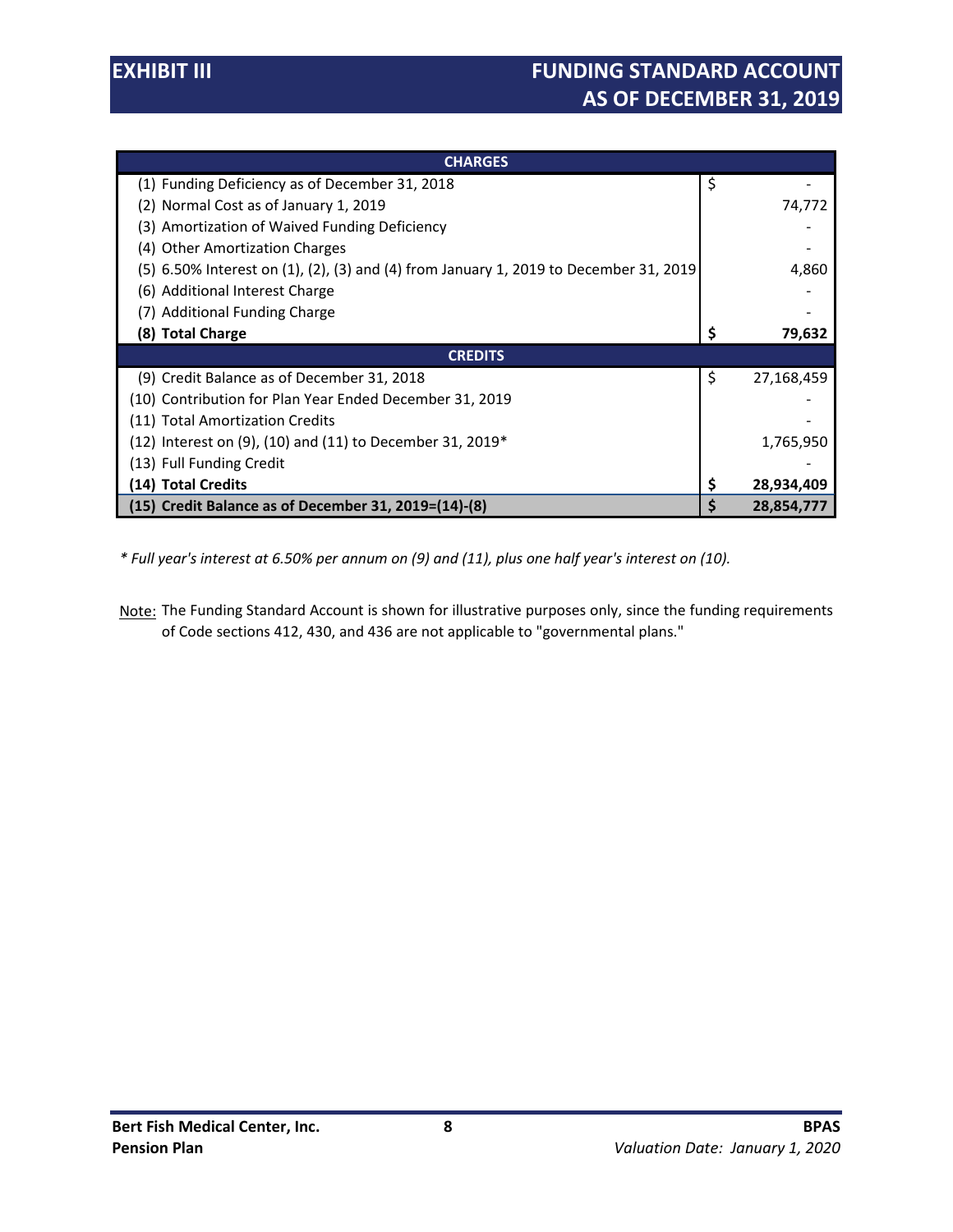# EXHIBIT III

## FUNDING STANDARD ACCOUNT AS OF DECEMBER 31, 2019

| CHARGES | |
|---|---|
| (1) Funding Deficiency as of December 31, 2018 | $ - |
| (2) Normal Cost as of January 1, 2019 | 74,772 |
| (3) Amortization of Waived Funding Deficiency | - |
| (4) Other Amortization Charges | - |
| (5) 6.50% Interest on (1), (2), (3) and (4) from January 1, 2019 to December 31, 2019 | 4,860 |
| (6) Additional Interest Charge | - |
| (7) Additional Funding Charge | - |
| **(8) Total Charge** | **$ 79,632** |
| **CREDITS** | |
| (9) Credit Balance as of December 31, 2018 | $ 27,168,459 |
| (10) Contribution for Plan Year Ended December 31, 2019 | - |
| (11) Total Amortization Credits | - |
| (12) Interest on (9), (10) and (11) to December 31, 2019* | 1,765,950 |
| (13) Full Funding Credit | - |
| **(14) Total Credits** | **$ 28,934,409** |
| **(15) Credit Balance as of December 31, 2019=(14)-(8)** | **$ 28,854,777** |

*\* Full year's interest at 6.50% per annum on (9) and (11), plus one half year's interest on (10).*

Note: The Funding Standard Account is shown for illustrative purposes only, since the funding requirements of Code sections 412, 430, and 436 are not applicable to "governmental plans."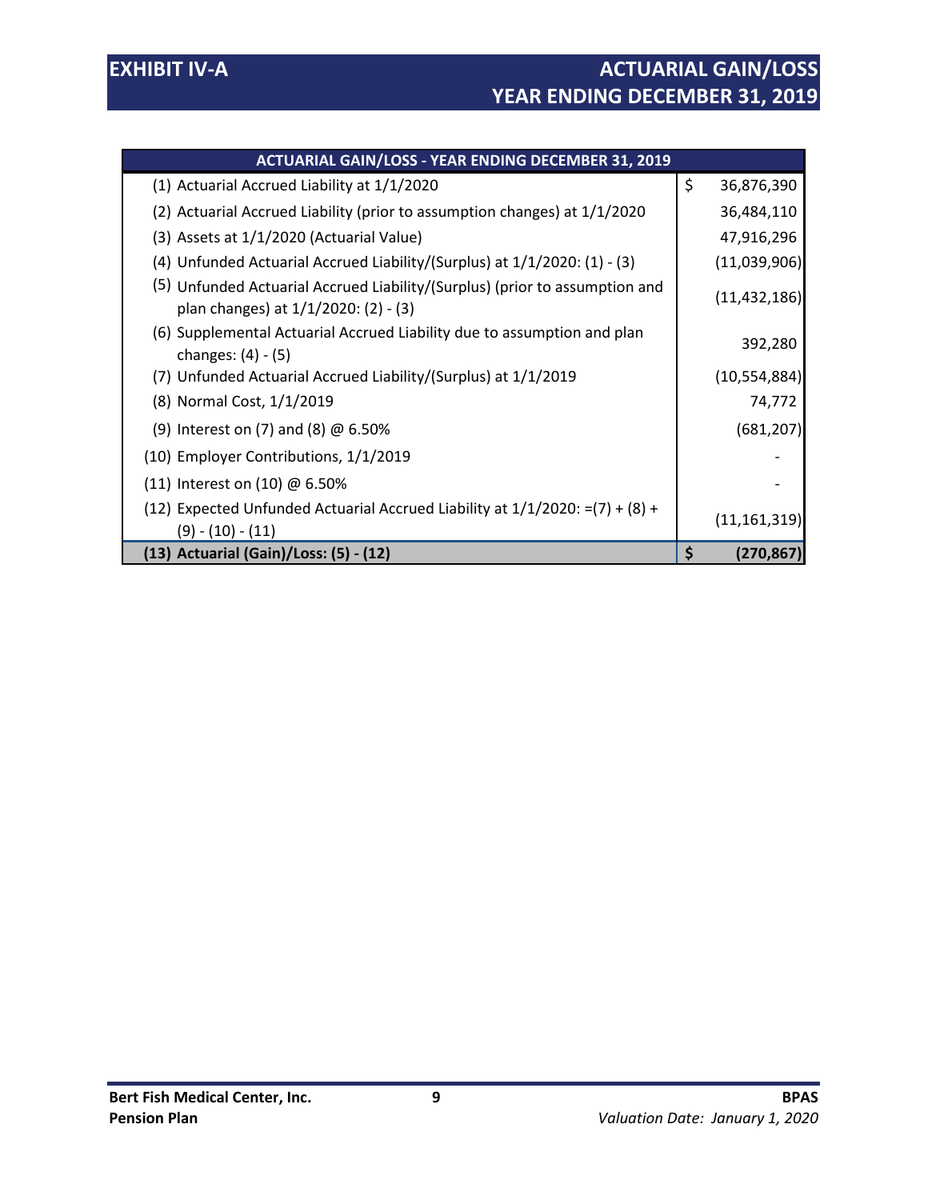# EXHIBIT IV-A

## ACTUARIAL GAIN/LOSS YEAR ENDING DECEMBER 31, 2019

| ACTUARIAL GAIN/LOSS - YEAR ENDING DECEMBER 31, 2019 | |
|---|---|
| (1) Actuarial Accrued Liability at 1/1/2020 | $ 36,876,390 |
| (2) Actuarial Accrued Liability (prior to assumption changes) at 1/1/2020 | 36,484,110 |
| (3) Assets at 1/1/2020 (Actuarial Value) | 47,916,296 |
| (4) Unfunded Actuarial Accrued Liability/(Surplus) at 1/1/2020: (1) - (3) | (11,039,906) |
| (5) Unfunded Actuarial Accrued Liability/(Surplus) (prior to assumption and plan changes) at 1/1/2020: (2) - (3) | (11,432,186) |
| (6) Supplemental Actuarial Accrued Liability due to assumption and plan changes: (4) - (5) | 392,280 |
| (7) Unfunded Actuarial Accrued Liability/(Surplus) at 1/1/2019 | (10,554,884) |
| (8) Normal Cost, 1/1/2019 | 74,772 |
| (9) Interest on (7) and (8) @ 6.50% | (681,207) |
| (10) Employer Contributions, 1/1/2019 | - |
| (11) Interest on (10) @ 6.50% | - |
| (12) Expected Unfunded Actuarial Accrued Liability at 1/1/2020: =(7) + (8) + (9) - (10) - (11) | (11,161,319) |
| **(13) Actuarial (Gain)/Loss: (5) - (12)** | **$ (270,867)** |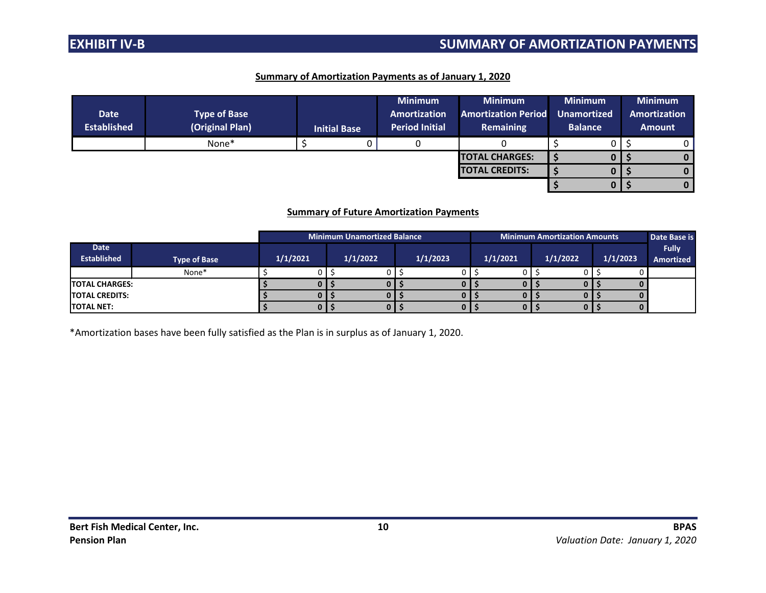## EXHIBIT IV-B SUMMARY OF AMORTIZATION PAYMENTS

**Summary of Amortization Payments as of January 1, 2020**

| Date Established | Type of Base (Original Plan) | Initial Base | Minimum Amortization Period Initial | Minimum Amortization Period Remaining | Minimum Unamortized Balance | Minimum Amortization Amount |
|---|---|---|---|---|---|---|
| | None* | $ 0 | 0 | 0 | $ 0 | $ 0 |
| | | | | **TOTAL CHARGES:** | **$ 0** | **$ 0** |
| | | | | **TOTAL CREDITS:** | **$ 0** | **$ 0** |
| | | | | | **$ 0** | **$ 0** |

**Summary of Future Amortization Payments**

| Date Established | Type of Base | Minimum Unamortized Balance | | | Minimum Amortization Amounts | | | Date Base is Fully Amortized |
|---|---|---|---|---|---|---|---|---|
| | | 1/1/2021 | 1/1/2022 | 1/1/2023 | 1/1/2021 | 1/1/2022 | 1/1/2023 | |
| | None* | $ 0 | $ 0 | $ 0 | $ 0 | $ 0 | $ 0 | |
| **TOTAL CHARGES:** | | **$ 0** | **$ 0** | **$ 0** | **$ 0** | **$ 0** | **$ 0** | |
| **TOTAL CREDITS:** | | **$ 0** | **$ 0** | **$ 0** | **$ 0** | **$ 0** | **$ 0** | |
| **TOTAL NET:** | | **$ 0** | **$ 0** | **$ 0** | **$ 0** | **$ 0** | **$ 0** | |

*Amortization bases have been fully satisfied as the Plan is in surplus as of January 1, 2020.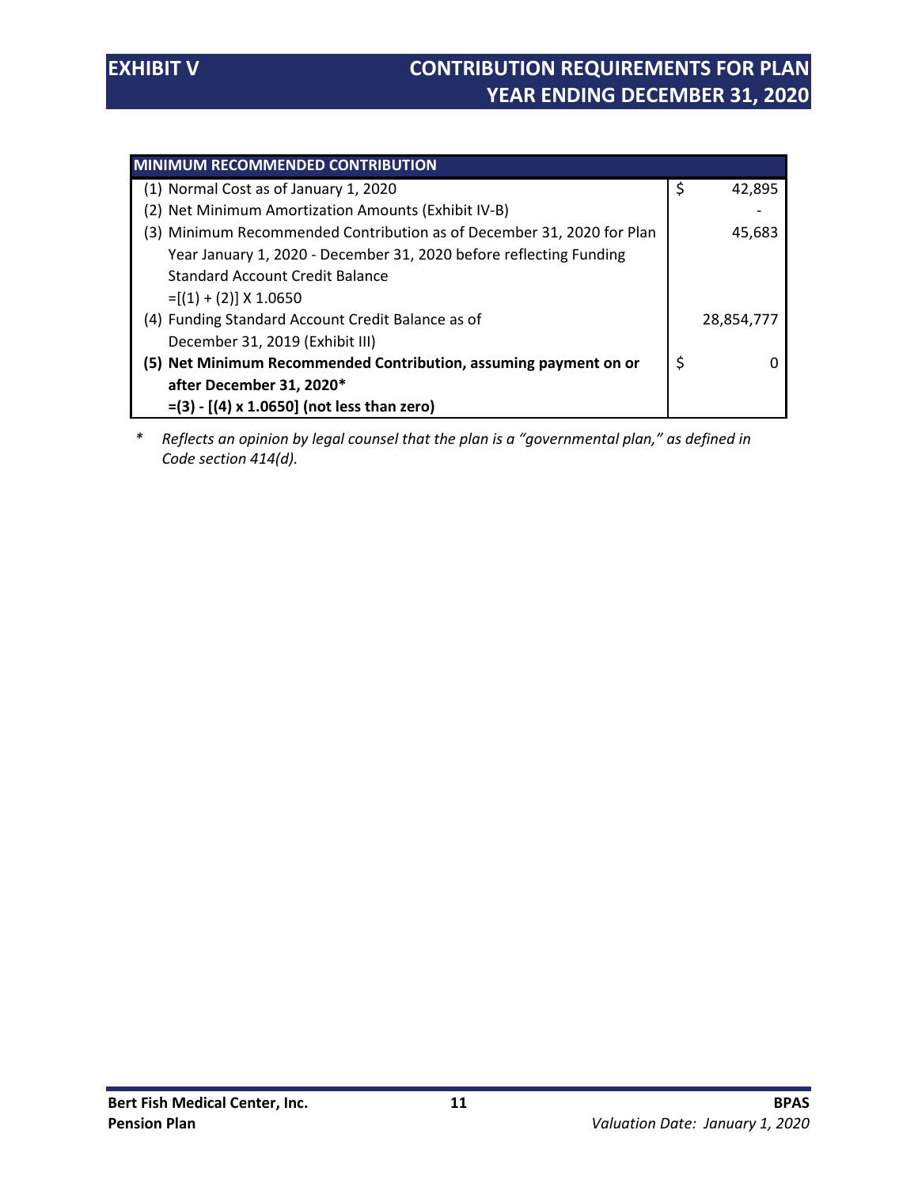# EXHIBIT V CONTRIBUTION REQUIREMENTS FOR PLAN YEAR ENDING DECEMBER 31, 2020

| MINIMUM RECOMMENDED CONTRIBUTION | | |
|---|---|---|
| (1) Normal Cost as of January 1, 2020 | $ | 42,895 |
| (2) Net Minimum Amortization Amounts (Exhibit IV-B) | | - |
| (3) Minimum Recommended Contribution as of December 31, 2020 for Plan Year January 1, 2020 - December 31, 2020 before reflecting Funding Standard Account Credit Balance =[(1) + (2)] X 1.0650 | | 45,683 |
| (4) Funding Standard Account Credit Balance as of December 31, 2019 (Exhibit III) | | 28,854,777 |
| **(5) Net Minimum Recommended Contribution, assuming payment on or after December 31, 2020*** **=(3) - [(4) x 1.0650] (not less than zero)** | $ | 0 |

\* *Reflects an opinion by legal counsel that the plan is a "governmental plan," as defined in Code section 414(d).*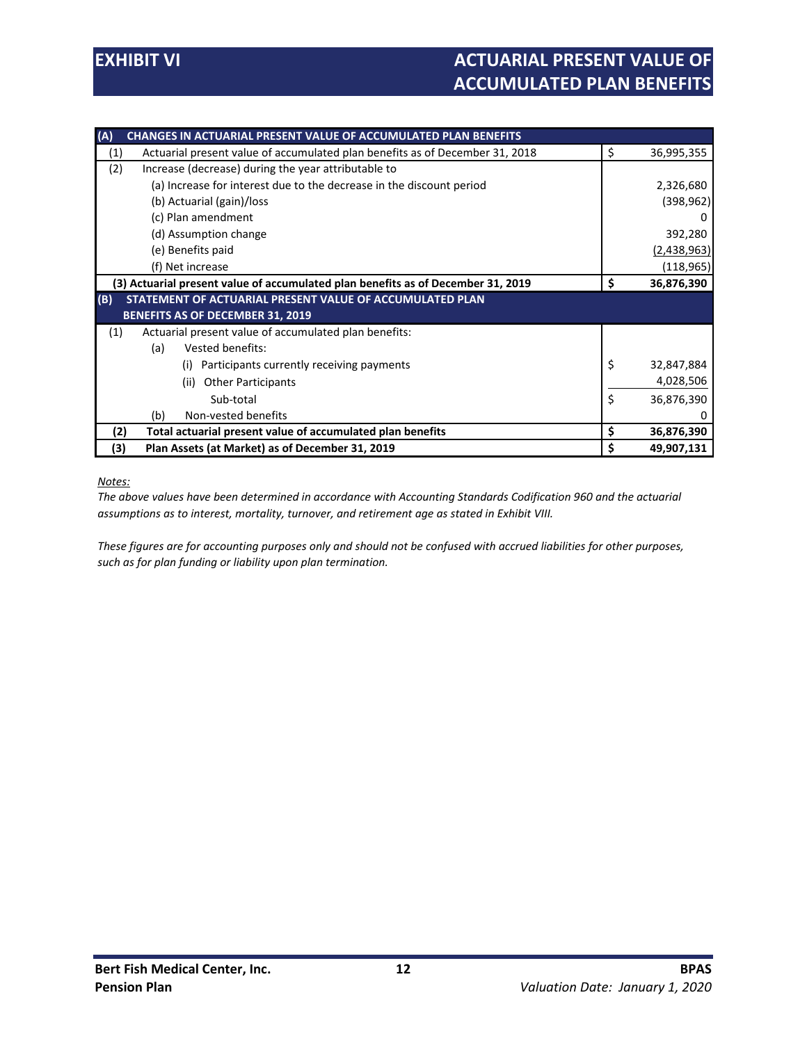# EXHIBIT VI

# ACTUARIAL PRESENT VALUE OF ACCUMULATED PLAN BENEFITS

| | | |
|---|---|---|
| **(A)** | **CHANGES IN ACTUARIAL PRESENT VALUE OF ACCUMULATED PLAN BENEFITS** | |
| (1) | Actuarial present value of accumulated plan benefits as of December 31, 2018 | $ 36,995,355 |
| (2) | Increase (decrease) during the year attributable to | |
| | (a) Increase for interest due to the decrease in the discount period | 2,326,680 |
| | (b) Actuarial (gain)/loss | (398,962) |
| | (c) Plan amendment | 0 |
| | (d) Assumption change | 392,280 |
| | (e) Benefits paid | (2,438,963) |
| | (f) Net increase | (118,965) |
| | **(3) Actuarial present value of accumulated plan benefits as of December 31, 2019** | **$ 36,876,390** |
| **(B)** | **STATEMENT OF ACTUARIAL PRESENT VALUE OF ACCUMULATED PLAN BENEFITS AS OF DECEMBER 31, 2019** | |
| (1) | Actuarial present value of accumulated plan benefits: | |
| | (a) Vested benefits: | |
| | (i) Participants currently receiving payments | $ 32,847,884 |
| | (ii) Other Participants | 4,028,506 |
| | Sub-total | $ 36,876,390 |
| | (b) Non-vested benefits | 0 |
| **(2)** | **Total actuarial present value of accumulated plan benefits** | **$ 36,876,390** |
| **(3)** | **Plan Assets (at Market) as of December 31, 2019** | **$ 49,907,131** |

*Notes:*

*The above values have been determined in accordance with Accounting Standards Codification 960 and the actuarial assumptions as to interest, mortality, turnover, and retirement age as stated in Exhibit VIII.*

*These figures are for accounting purposes only and should not be confused with accrued liabilities for other purposes, such as for plan funding or liability upon plan termination.*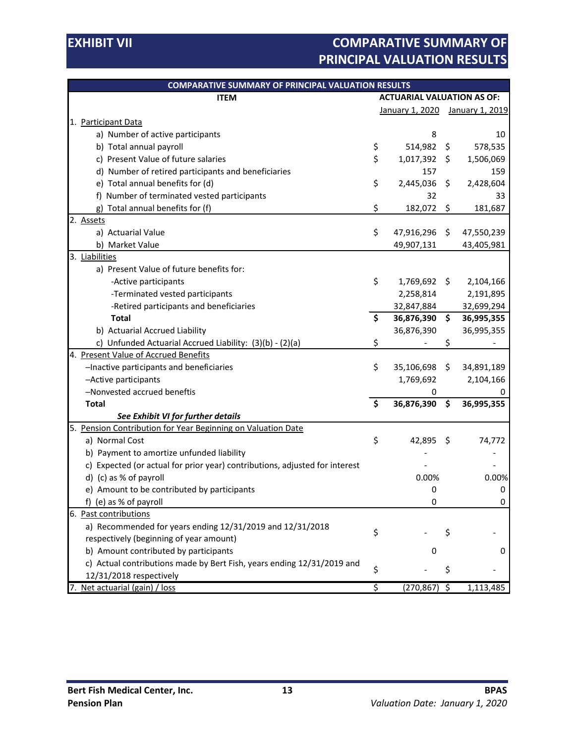# EXHIBIT VII

# COMPARATIVE SUMMARY OF PRINCIPAL VALUATION RESULTS

| COMPARATIVE SUMMARY OF PRINCIPAL VALUATION RESULTS | | | | |
|---|---|---|---|---|
| **ITEM** | **ACTUARIAL VALUATION AS OF:** | | | |
| | | January 1, 2020 | | January 1, 2019 |
| 1. Participant Data | | | | |
| a) Number of active participants | | 8 | | 10 |
| b) Total annual payroll | $ | 514,982 | $ | 578,535 |
| c) Present Value of future salaries | $ | 1,017,392 | $ | 1,506,069 |
| d) Number of retired participants and beneficiaries | | 157 | | 159 |
| e) Total annual benefits for (d) | $ | 2,445,036 | $ | 2,428,604 |
| f) Number of terminated vested participants | | 32 | | 33 |
| g) Total annual benefits for (f) | $ | 182,072 | $ | 181,687 |
| 2. Assets | | | | |
| a) Actuarial Value | $ | 47,916,296 | $ | 47,550,239 |
| b) Market Value | | 49,907,131 | | 43,405,981 |
| 3. Liabilities | | | | |
| a) Present Value of future benefits for: | | | | |
| -Active participants | $ | 1,769,692 | $ | 2,104,166 |
| -Terminated vested participants | | 2,258,814 | | 2,191,895 |
| -Retired participants and beneficiaries | | 32,847,884 | | 32,699,294 |
| **Total** | **$** | **36,876,390** | **$** | **36,995,355** |
| b) Actuarial Accrued Liability | | 36,876,390 | | 36,995,355 |
| c) Unfunded Actuarial Accrued Liability: (3)(b) - (2)(a) | $ | - | $ | - |
| 4. Present Value of Accrued Benefits | | | | |
| –Inactive participants and beneficiaries | $ | 35,106,698 | $ | 34,891,189 |
| –Active participants | | 1,769,692 | | 2,104,166 |
| –Nonvested accrued beneftis | | 0 | | 0 |
| **Total** | **$** | **36,876,390** | **$** | **36,995,355** |
| ***See Exhibit VI for further details*** | | | | |
| 5. Pension Contribution for Year Beginning on Valuation Date | | | | |
| a) Normal Cost | $ | 42,895 | $ | 74,772 |
| b) Payment to amortize unfunded liability | | - | | - |
| c) Expected (or actual for prior year) contributions, adjusted for interest | | - | | - |
| d) (c) as % of payroll | | 0.00% | | 0.00% |
| e) Amount to be contributed by participants | | 0 | | 0 |
| f) (e) as % of payroll | | 0 | | 0 |
| 6. Past contributions | | | | |
| a) Recommended for years ending 12/31/2019 and 12/31/2018 respectively (beginning of year amount) | $ | - | $ | - |
| b) Amount contributed by participants | | 0 | | 0 |
| c) Actual contributions made by Bert Fish, years ending 12/31/2019 and 12/31/2018 respectively | $ | - | $ | - |
| 7. Net actuarial (gain) / loss | $ | (270,867) | $ | 1,113,485 |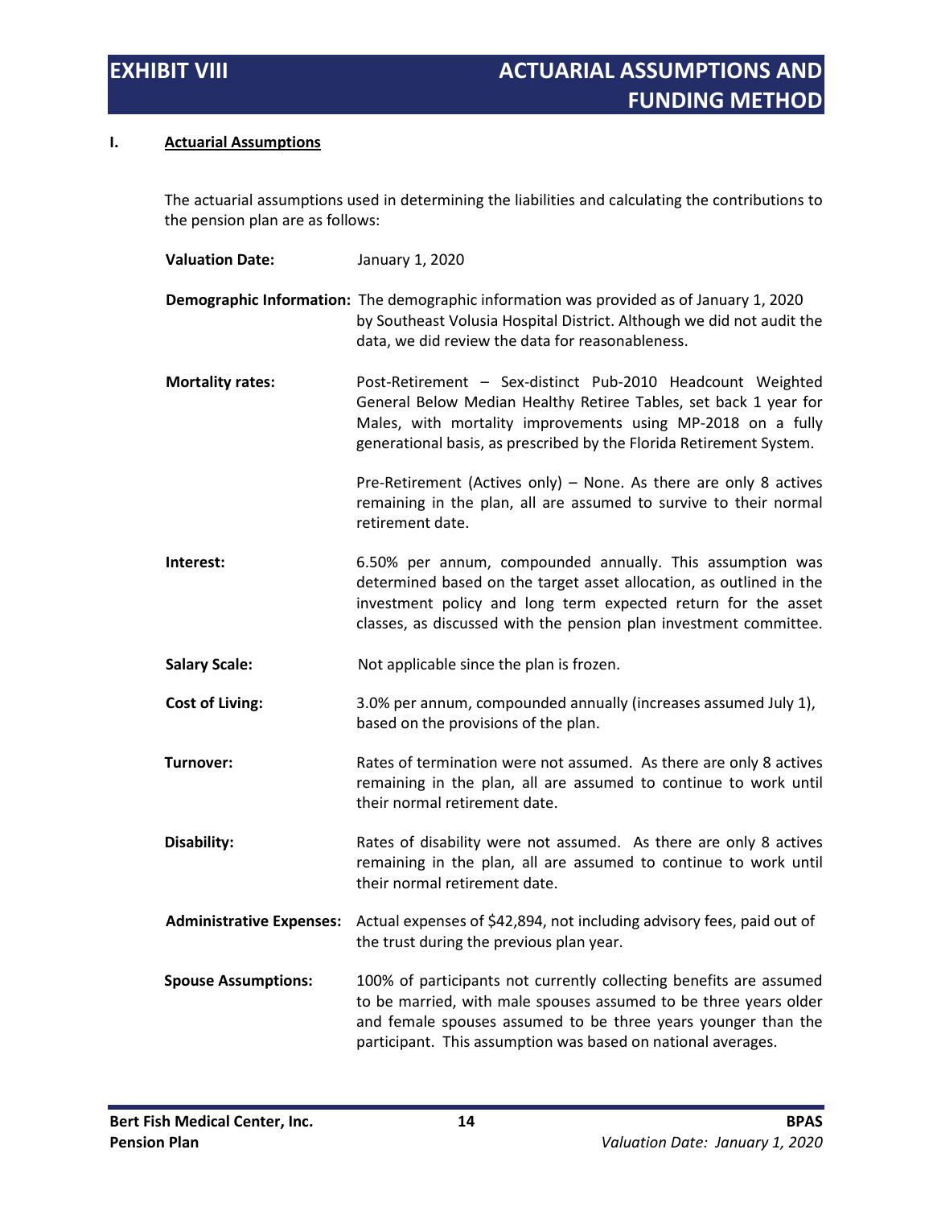# EXHIBIT VIII ACTUARIAL ASSUMPTIONS AND FUNDING METHOD

## I. Actuarial Assumptions

The actuarial assumptions used in determining the liabilities and calculating the contributions to the pension plan are as follows:

**Valuation Date:** January 1, 2020

**Demographic Information:** The demographic information was provided as of January 1, 2020 by Southeast Volusia Hospital District. Although we did not audit the data, we did review the data for reasonableness.

**Mortality rates:** Post-Retirement – Sex-distinct Pub-2010 Headcount Weighted General Below Median Healthy Retiree Tables, set back 1 year for Males, with mortality improvements using MP-2018 on a fully generational basis, as prescribed by the Florida Retirement System.

Pre-Retirement (Actives only) – None. As there are only 8 actives remaining in the plan, all are assumed to survive to their normal retirement date.

**Interest:** 6.50% per annum, compounded annually. This assumption was determined based on the target asset allocation, as outlined in the investment policy and long term expected return for the asset classes, as discussed with the pension plan investment committee.

**Salary Scale:** Not applicable since the plan is frozen.

**Cost of Living:** 3.0% per annum, compounded annually (increases assumed July 1), based on the provisions of the plan.

**Turnover:** Rates of termination were not assumed. As there are only 8 actives remaining in the plan, all are assumed to continue to work until their normal retirement date.

**Disability:** Rates of disability were not assumed. As there are only 8 actives remaining in the plan, all are assumed to continue to work until their normal retirement date.

**Administrative Expenses:** Actual expenses of $42,894, not including advisory fees, paid out of the trust during the previous plan year.

**Spouse Assumptions:** 100% of participants not currently collecting benefits are assumed to be married, with male spouses assumed to be three years older and female spouses assumed to be three years younger than the participant. This assumption was based on national averages.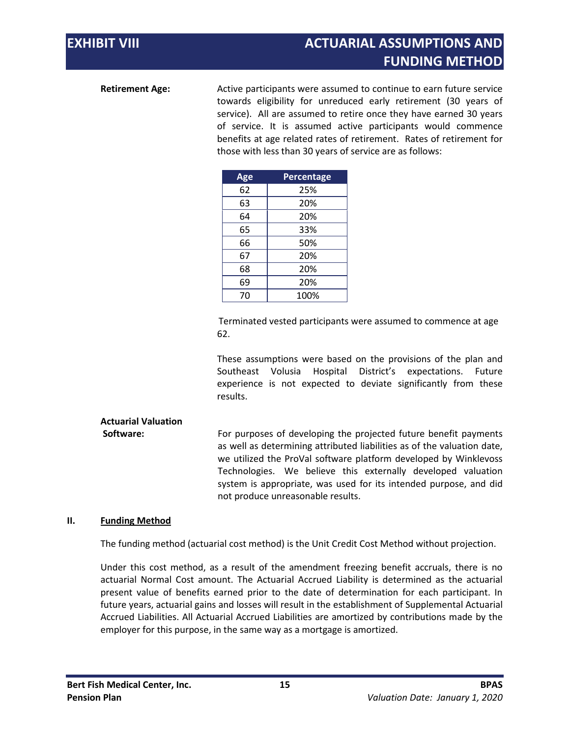# EXHIBIT VIII ACTUARIAL ASSUMPTIONS AND FUNDING METHOD

**Retirement Age:**

Active participants were assumed to continue to earn future service towards eligibility for unreduced early retirement (30 years of service). All are assumed to retire once they have earned 30 years of service. It is assumed active participants would commence benefits at age related rates of retirement. Rates of retirement for those with less than 30 years of service are as follows:

| Age | Percentage |
|---|---|
| 62 | 25% |
| 63 | 20% |
| 64 | 20% |
| 65 | 33% |
| 66 | 50% |
| 67 | 20% |
| 68 | 20% |
| 69 | 20% |
| 70 | 100% |

Terminated vested participants were assumed to commence at age 62.

These assumptions were based on the provisions of the plan and Southeast Volusia Hospital District's expectations. Future experience is not expected to deviate significantly from these results.

**Actuarial Valuation Software:**

For purposes of developing the projected future benefit payments as well as determining attributed liabilities as of the valuation date, we utilized the ProVal software platform developed by Winklevoss Technologies. We believe this externally developed valuation system is appropriate, was used for its intended purpose, and did not produce unreasonable results.

## II. Funding Method

The funding method (actuarial cost method) is the Unit Credit Cost Method without projection.

Under this cost method, as a result of the amendment freezing benefit accruals, there is no actuarial Normal Cost amount. The Actuarial Accrued Liability is determined as the actuarial present value of benefits earned prior to the date of determination for each participant. In future years, actuarial gains and losses will result in the establishment of Supplemental Actuarial Accrued Liabilities. All Actuarial Accrued Liabilities are amortized by contributions made by the employer for this purpose, in the same way as a mortgage is amortized.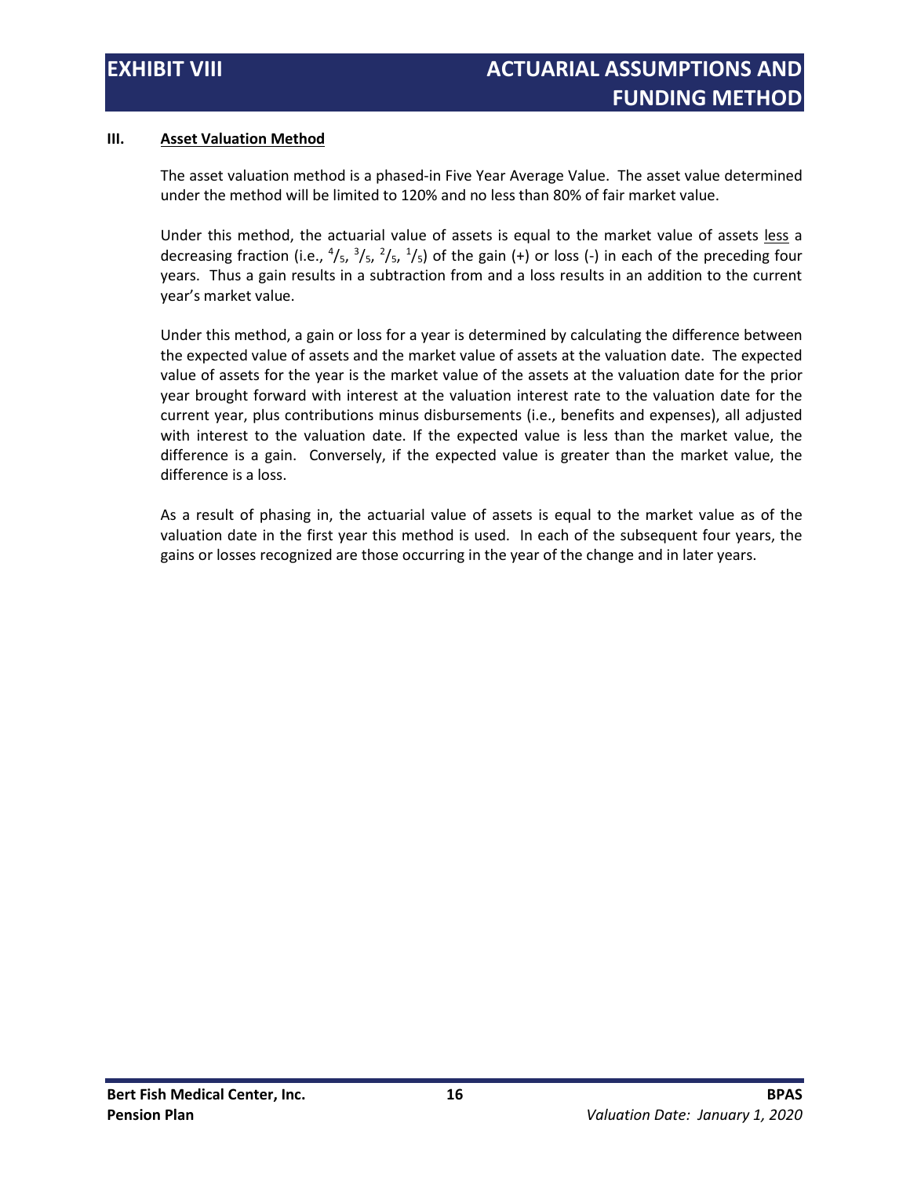# EXHIBIT VIII ACTUARIAL ASSUMPTIONS AND FUNDING METHOD

### III. Asset Valuation Method

The asset valuation method is a phased-in Five Year Average Value. The asset value determined under the method will be limited to 120% and no less than 80% of fair market value.

Under this method, the actuarial value of assets is equal to the market value of assets <u>less</u> a decreasing fraction (i.e., $^4/_5$, $^3/_5$, $^2/_5$, $^1/_5$) of the gain (+) or loss (-) in each of the preceding four years. Thus a gain results in a subtraction from and a loss results in an addition to the current year's market value.

Under this method, a gain or loss for a year is determined by calculating the difference between the expected value of assets and the market value of assets at the valuation date. The expected value of assets for the year is the market value of the assets at the valuation date for the prior year brought forward with interest at the valuation interest rate to the valuation date for the current year, plus contributions minus disbursements (i.e., benefits and expenses), all adjusted with interest to the valuation date. If the expected value is less than the market value, the difference is a gain. Conversely, if the expected value is greater than the market value, the difference is a loss.

As a result of phasing in, the actuarial value of assets is equal to the market value as of the valuation date in the first year this method is used. In each of the subsequent four years, the gains or losses recognized are those occurring in the year of the change and in later years.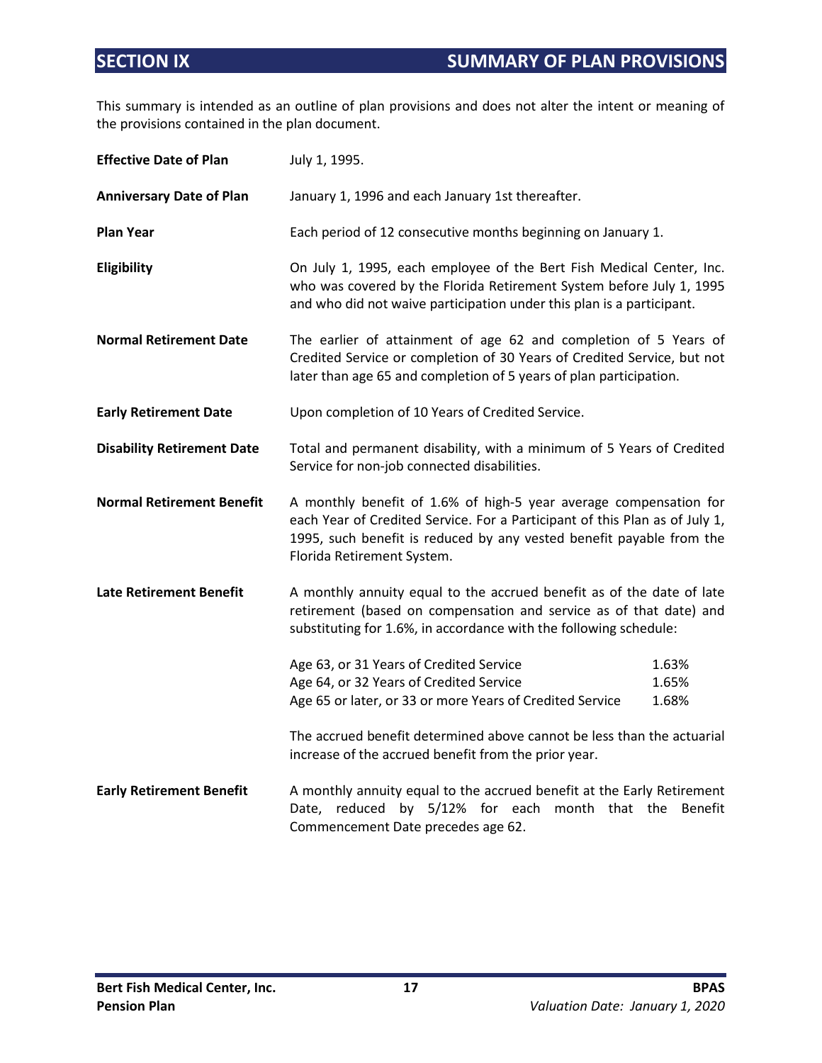# SECTION IX SUMMARY OF PLAN PROVISIONS

This summary is intended as an outline of plan provisions and does not alter the intent or meaning of the provisions contained in the plan document.

**Effective Date of Plan** July 1, 1995.

**Anniversary Date of Plan** January 1, 1996 and each January 1st thereafter.

**Plan Year** Each period of 12 consecutive months beginning on January 1.

**Eligibility** On July 1, 1995, each employee of the Bert Fish Medical Center, Inc. who was covered by the Florida Retirement System before July 1, 1995 and who did not waive participation under this plan is a participant.

**Normal Retirement Date** The earlier of attainment of age 62 and completion of 5 Years of Credited Service or completion of 30 Years of Credited Service, but not later than age 65 and completion of 5 years of plan participation.

**Early Retirement Date** Upon completion of 10 Years of Credited Service.

**Disability Retirement Date** Total and permanent disability, with a minimum of 5 Years of Credited Service for non-job connected disabilities.

**Normal Retirement Benefit** A monthly benefit of 1.6% of high-5 year average compensation for each Year of Credited Service. For a Participant of this Plan as of July 1, 1995, such benefit is reduced by any vested benefit payable from the Florida Retirement System.

**Late Retirement Benefit** A monthly annuity equal to the accrued benefit as of the date of late retirement (based on compensation and service as of that date) and substituting for 1.6%, in accordance with the following schedule:

| | |
|---|---|
| Age 63, or 31 Years of Credited Service | 1.63% |
| Age 64, or 32 Years of Credited Service | 1.65% |
| Age 65 or later, or 33 or more Years of Credited Service | 1.68% |

The accrued benefit determined above cannot be less than the actuarial increase of the accrued benefit from the prior year.

**Early Retirement Benefit** A monthly annuity equal to the accrued benefit at the Early Retirement Date, reduced by 5/12% for each month that the Benefit Commencement Date precedes age 62.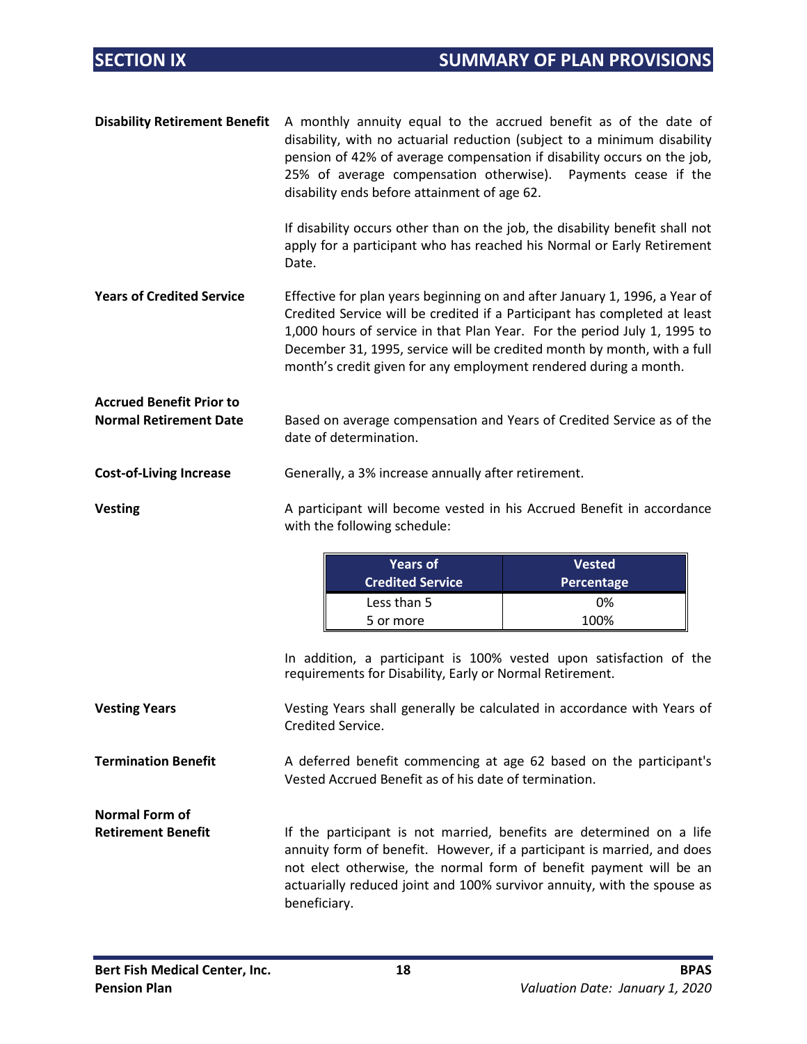## SECTION IX SUMMARY OF PLAN PROVISIONS

**Disability Retirement Benefit**

A monthly annuity equal to the accrued benefit as of the date of disability, with no actuarial reduction (subject to a minimum disability pension of 42% of average compensation if disability occurs on the job, 25% of average compensation otherwise). Payments cease if the disability ends before attainment of age 62.

If disability occurs other than on the job, the disability benefit shall not apply for a participant who has reached his Normal or Early Retirement Date.

**Years of Credited Service**

Effective for plan years beginning on and after January 1, 1996, a Year of Credited Service will be credited if a Participant has completed at least 1,000 hours of service in that Plan Year. For the period July 1, 1995 to December 31, 1995, service will be credited month by month, with a full month's credit given for any employment rendered during a month.

**Accrued Benefit Prior to Normal Retirement Date**

Based on average compensation and Years of Credited Service as of the date of determination.

**Cost-of-Living Increase**

Generally, a 3% increase annually after retirement.

**Vesting**

A participant will become vested in his Accrued Benefit in accordance with the following schedule:

| Years of Credited Service | Vested Percentage |
|---|---|
| Less than 5 | 0% |
| 5 or more | 100% |

In addition, a participant is 100% vested upon satisfaction of the requirements for Disability, Early or Normal Retirement.

**Vesting Years**

Vesting Years shall generally be calculated in accordance with Years of Credited Service.

**Termination Benefit**

A deferred benefit commencing at age 62 based on the participant's Vested Accrued Benefit as of his date of termination.

**Normal Form of Retirement Benefit**

If the participant is not married, benefits are determined on a life annuity form of benefit. However, if a participant is married, and does not elect otherwise, the normal form of benefit payment will be an actuarially reduced joint and 100% survivor annuity, with the spouse as beneficiary.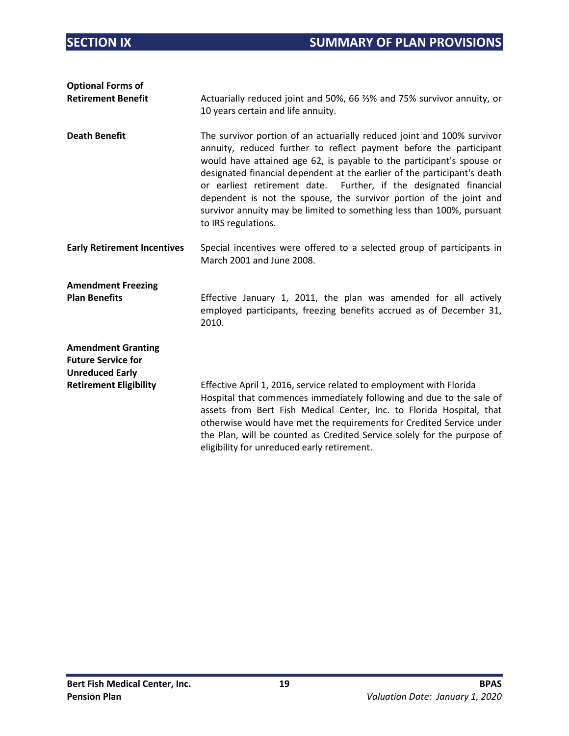## SECTION IX SUMMARY OF PLAN PROVISIONS

**Optional Forms of Retirement Benefit**

Actuarially reduced joint and 50%, 66 ⅔% and 75% survivor annuity, or 10 years certain and life annuity.

**Death Benefit**

The survivor portion of an actuarially reduced joint and 100% survivor annuity, reduced further to reflect payment before the participant would have attained age 62, is payable to the participant's spouse or designated financial dependent at the earlier of the participant's death or earliest retirement date. Further, if the designated financial dependent is not the spouse, the survivor portion of the joint and survivor annuity may be limited to something less than 100%, pursuant to IRS regulations.

**Early Retirement Incentives**

Special incentives were offered to a selected group of participants in March 2001 and June 2008.

**Amendment Freezing Plan Benefits**

Effective January 1, 2011, the plan was amended for all actively employed participants, freezing benefits accrued as of December 31, 2010.

**Amendment Granting Future Service for Unreduced Early Retirement Eligibility**

Effective April 1, 2016, service related to employment with Florida Hospital that commences immediately following and due to the sale of assets from Bert Fish Medical Center, Inc. to Florida Hospital, that otherwise would have met the requirements for Credited Service under the Plan, will be counted as Credited Service solely for the purpose of eligibility for unreduced early retirement.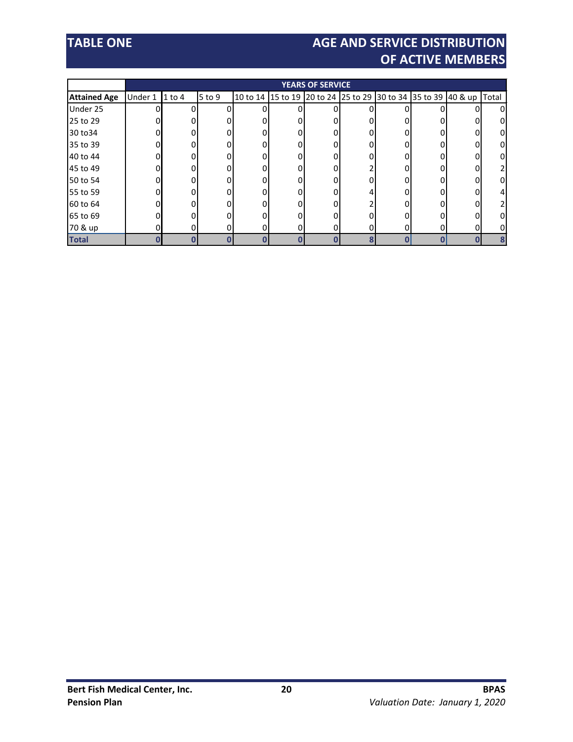# TABLE ONE

## AGE AND SERVICE DISTRIBUTION OF ACTIVE MEMBERS

| | YEARS OF SERVICE | | | | | | | | | | |
|---|---|---|---|---|---|---|---|---|---|---|---|
| **Attained Age** | Under 1 | 1 to 4 | 5 to 9 | 10 to 14 | 15 to 19 | 20 to 24 | 25 to 29 | 30 to 34 | 35 to 39 | 40 & up | Total |
| Under 25 | 0 | 0 | 0 | 0 | 0 | 0 | 0 | 0 | 0 | 0 | 0 |
| 25 to 29 | 0 | 0 | 0 | 0 | 0 | 0 | 0 | 0 | 0 | 0 | 0 |
| 30 to34 | 0 | 0 | 0 | 0 | 0 | 0 | 0 | 0 | 0 | 0 | 0 |
| 35 to 39 | 0 | 0 | 0 | 0 | 0 | 0 | 0 | 0 | 0 | 0 | 0 |
| 40 to 44 | 0 | 0 | 0 | 0 | 0 | 0 | 0 | 0 | 0 | 0 | 0 |
| 45 to 49 | 0 | 0 | 0 | 0 | 0 | 0 | 2 | 0 | 0 | 0 | 2 |
| 50 to 54 | 0 | 0 | 0 | 0 | 0 | 0 | 0 | 0 | 0 | 0 | 0 |
| 55 to 59 | 0 | 0 | 0 | 0 | 0 | 0 | 4 | 0 | 0 | 0 | 4 |
| 60 to 64 | 0 | 0 | 0 | 0 | 0 | 0 | 2 | 0 | 0 | 0 | 2 |
| 65 to 69 | 0 | 0 | 0 | 0 | 0 | 0 | 0 | 0 | 0 | 0 | 0 |
| 70 & up | 0 | 0 | 0 | 0 | 0 | 0 | 0 | 0 | 0 | 0 | 0 |
| **Total** | **0** | **0** | **0** | **0** | **0** | **0** | **8** | **0** | **0** | **0** | **8** |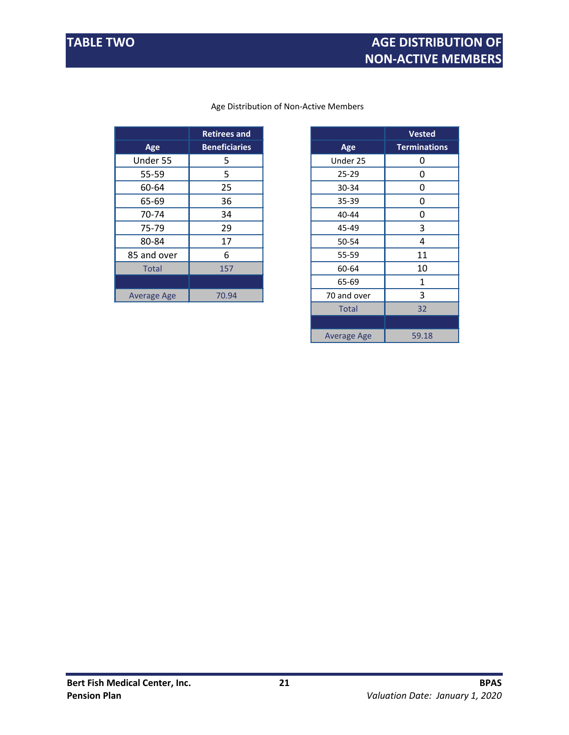# TABLE TWO

# AGE DISTRIBUTION OF NON-ACTIVE MEMBERS

Age Distribution of Non-Active Members

| Age | Retirees and Beneficiaries |
|---|---|
| Under 55 | 5 |
| 55-59 | 5 |
| 60-64 | 25 |
| 65-69 | 36 |
| 70-74 | 34 |
| 75-79 | 29 |
| 80-84 | 17 |
| 85 and over | 6 |
| Total | 157 |
| | |
| Average Age | 70.94 |

| Age | Vested Terminations |
|---|---|
| Under 25 | 0 |
| 25-29 | 0 |
| 30-34 | 0 |
| 35-39 | 0 |
| 40-44 | 0 |
| 45-49 | 3 |
| 50-54 | 4 |
| 55-59 | 11 |
| 60-64 | 10 |
| 65-69 | 1 |
| 70 and over | 3 |
| Total | 32 |
| | |
| Average Age | 59.18 |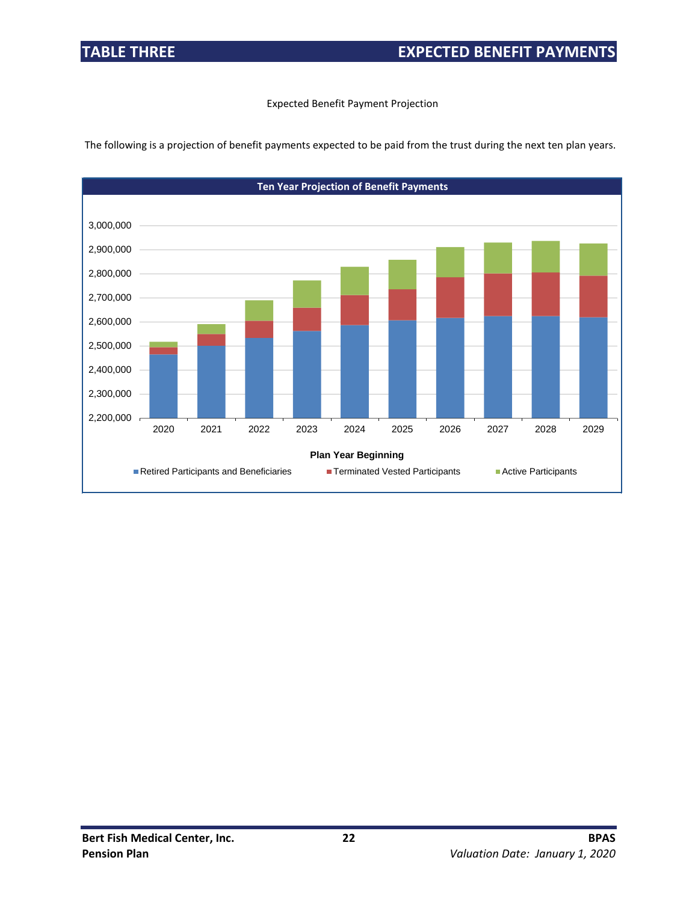# TABLE THREE EXPECTED BENEFIT PAYMENTS

Expected Benefit Payment Projection

The following is a projection of benefit payments expected to be paid from the trust during the next ten plan years.

**Ten Year Projection of Benefit Payments**

3,000,000
2,900,000
2,800,000
2,700,000
2,600,000
2,500,000
2,400,000
2,300,000
2,200,000

2020 2021 2022 2023 2024 2025 2026 2027 2028 2029

**Plan Year Beginning**

Retired Participants and Beneficiaries
Terminated Vested Participants
Active Participants